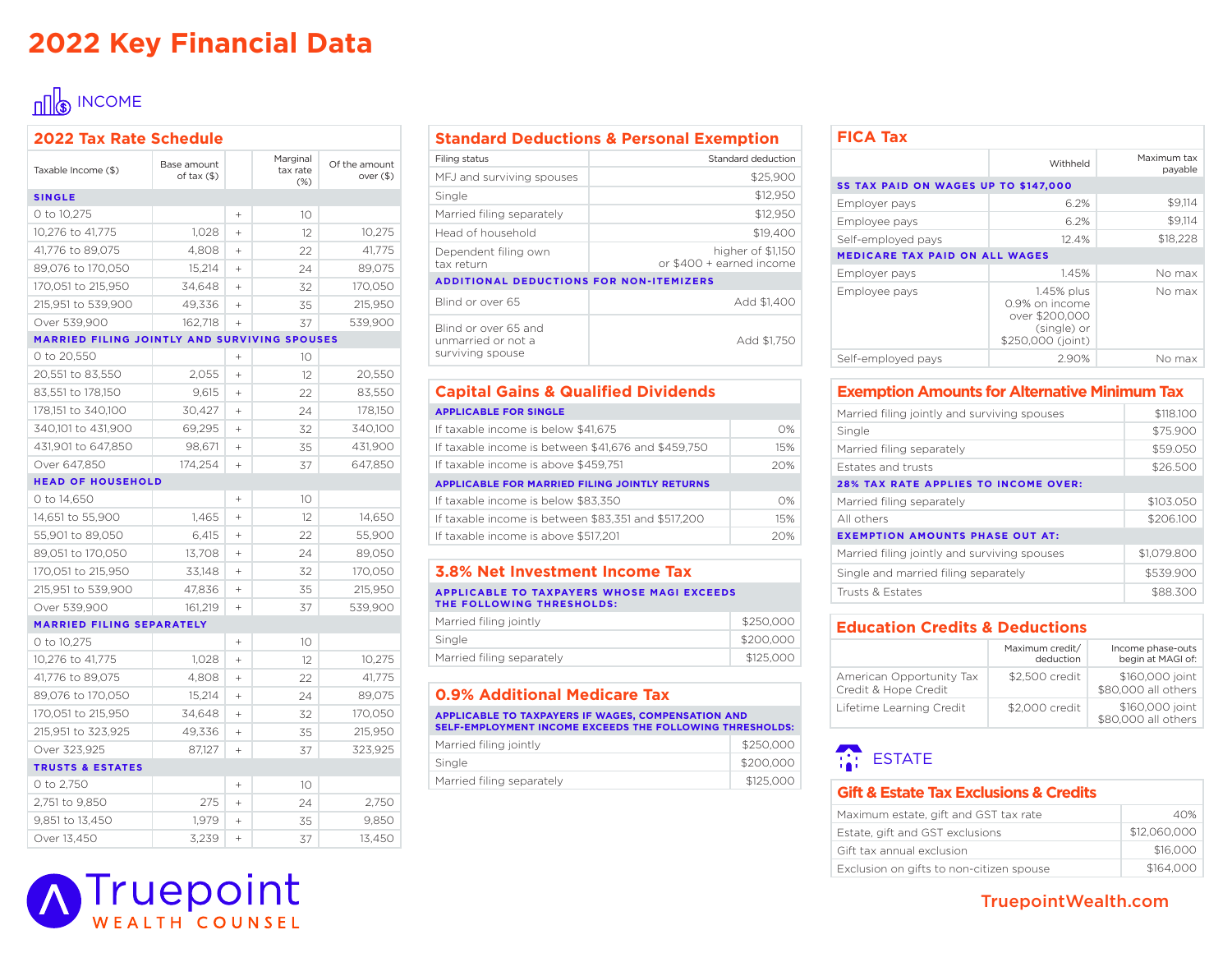# 2022 Key Financial Data

## INCOME

### 2022 Tax Rate Schedule

| Taxable Income ($) | Base amount of tax ($) | | Marginal tax rate (%) | Of the amount over ($) |
|---|---|---|---|---|
| **SINGLE** | | | | |
| 0 to 10,275 | | + | 10 | |
| 10,276 to 41,775 | 1,028 | + | 12 | 10,275 |
| 41,776 to 89,075 | 4,808 | + | 22 | 41,775 |
| 89,076 to 170,050 | 15,214 | + | 24 | 89,075 |
| 170,051 to 215,950 | 34,648 | + | 32 | 170,050 |
| 215,951 to 539,900 | 49,336 | + | 35 | 215,950 |
| Over 539,900 | 162,718 | + | 37 | 539,900 |
| **MARRIED FILING JOINTLY AND SURVIVING SPOUSES** | | | | |
| 0 to 20,550 | | + | 10 | |
| 20,551 to 83,550 | 2,055 | + | 12 | 20,550 |
| 83,551 to 178,150 | 9,615 | + | 22 | 83,550 |
| 178,151 to 340,100 | 30,427 | + | 24 | 178,150 |
| 340,101 to 431,900 | 69,295 | + | 32 | 340,100 |
| 431,901 to 647,850 | 98,671 | + | 35 | 431,900 |
| Over 647,850 | 174,254 | + | 37 | 647,850 |
| **HEAD OF HOUSEHOLD** | | | | |
| 0 to 14,650 | | + | 10 | |
| 14,651 to 55,900 | 1,465 | + | 12 | 14,650 |
| 55,901 to 89,050 | 6,415 | + | 22 | 55,900 |
| 89,051 to 170,050 | 13,708 | + | 24 | 89,050 |
| 170,051 to 215,950 | 33,148 | + | 32 | 170,050 |
| 215,951 to 539,900 | 47,836 | + | 35 | 215,950 |
| Over 539,900 | 161,219 | + | 37 | 539,900 |
| **MARRIED FILING SEPARATELY** | | | | |
| 0 to 10,275 | | + | 10 | |
| 10,276 to 41,775 | 1,028 | + | 12 | 10,275 |
| 41,776 to 89,075 | 4,808 | + | 22 | 41,775 |
| 89,076 to 170,050 | 15,214 | + | 24 | 89,075 |
| 170,051 to 215,950 | 34,648 | + | 32 | 170,050 |
| 215,951 to 323,925 | 49,336 | + | 35 | 215,950 |
| Over 323,925 | 87,127 | + | 37 | 323,925 |
| **TRUSTS & ESTATES** | | | | |
| 0 to 2,750 | | + | 10 | |
| 2,751 to 9,850 | 275 | + | 24 | 2,750 |
| 9,851 to 13,450 | 1,979 | + | 35 | 9,850 |
| Over 13,450 | 3,239 | + | 37 | 13,450 |

### Standard Deductions & Personal Exemption

| Filing status | Standard deduction |
|---|---|
| MFJ and surviving spouses | $25,900 |
| Single | $12,950 |
| Married filing separately | $12,950 |
| Head of household | $19,400 |
| Dependent filing own tax return | higher of $1,150 or $400 + earned income |
| **ADDITIONAL DEDUCTIONS FOR NON-ITEMIZERS** | |
| Blind or over 65 | Add $1,400 |
| Blind or over 65 and unmarried or not a surviving spouse | Add $1,750 |

### Capital Gains & Qualified Dividends

| | |
|---|---|
| **APPLICABLE FOR SINGLE** | |
| If taxable income is below $41,675 | 0% |
| If taxable income is between $41,676 and $459,750 | 15% |
| If taxable income is above $459,751 | 20% |
| **APPLICABLE FOR MARRIED FILING JOINTLY RETURNS** | |
| If taxable income is below $83,350 | 0% |
| If taxable income is between $83,351 and $517,200 | 15% |
| If taxable income is above $517,201 | 20% |

### 3.8% Net Investment Income Tax

**APPLICABLE TO TAXPAYERS WHOSE MAGI EXCEEDS THE FOLLOWING THRESHOLDS:**

| | |
|---|---|
| Married filing jointly | $250,000 |
| Single | $200,000 |
| Married filing separately | $125,000 |

### 0.9% Additional Medicare Tax

**APPLICABLE TO TAXPAYERS IF WAGES, COMPENSATION AND SELF-EMPLOYMENT INCOME EXCEEDS THE FOLLOWING THRESHOLDS:**

| | |
|---|---|
| Married filing jointly | $250,000 |
| Single | $200,000 |
| Married filing separately | $125,000 |

### FICA Tax

| | Withheld | Maximum tax payable |
|---|---|---|
| **SS TAX PAID ON WAGES UP TO $147,000** | | |
| Employer pays | 6.2% | $9,114 |
| Employee pays | 6.2% | $9,114 |
| Self-employed pays | 12.4% | $18,228 |
| **MEDICARE TAX PAID ON ALL WAGES** | | |
| Employer pays | 1.45% | No max |
| Employee pays | 1.45% plus 0.9% on income over $200,000 (single) or $250,000 (joint) | No max |
| Self-employed pays | 2.90% | No max |

### Exemption Amounts for Alternative Minimum Tax

| | |
|---|---|
| Married filing jointly and surviving spouses | $118.100 |
| Single | $75.900 |
| Married filing separately | $59.050 |
| Estates and trusts | $26.500 |
| **28% TAX RATE APPLIES TO INCOME OVER:** | |
| Married filing separately | $103.050 |
| All others | $206.100 |
| **EXEMPTION AMOUNTS PHASE OUT AT:** | |
| Married filing jointly and surviving spouses | $1,079.800 |
| Single and married filing separately | $539.900 |
| Trusts & Estates | $88.300 |

### Education Credits & Deductions

| | Maximum credit/ deduction | Income phase-outs begin at MAGI of: |
|---|---|---|
| American Opportunity Tax Credit & Hope Credit | $2,500 credit | $160,000 joint $80,000 all others |
| Lifetime Learning Credit | $2,000 credit | $160,000 joint $80,000 all others |

## ESTATE

### Gift & Estate Tax Exclusions & Credits

| | |
|---|---|
| Maximum estate, gift and GST tax rate | 40% |
| Estate, gift and GST exclusions | $12,060,000 |
| Gift tax annual exclusion | $16,000 |
| Exclusion on gifts to non-citizen spouse | $164,000 |

Truepoint WEALTH COUNSEL

TruepointWealth.com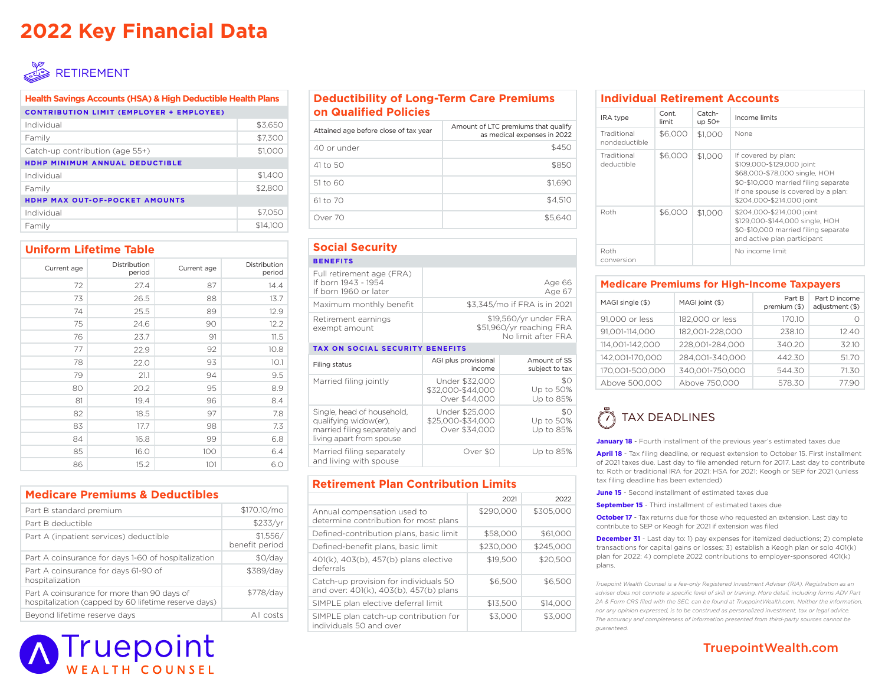# 2022 Key Financial Data

## RETIREMENT

### Health Savings Accounts (HSA) & High Deductible Health Plans

| | |
|---|---|
| **CONTRIBUTION LIMIT (EMPLOYER + EMPLOYEE)** | |
| Individual | $3,650 |
| Family | $7,300 |
| Catch-up contribution (age 55+) | $1,000 |
| **HDHP MINIMUM ANNUAL DEDUCTIBLE** | |
| Individual | $1,400 |
| Family | $2,800 |
| **HDHP MAX OUT-OF-POCKET AMOUNTS** | |
| Individual | $7,050 |
| Family | $14,100 |

### Uniform Lifetime Table

| Current age | Distribution period | Current age | Distribution period |
|---|---|---|---|
| 72 | 27.4 | 87 | 14.4 |
| 73 | 26.5 | 88 | 13.7 |
| 74 | 25.5 | 89 | 12.9 |
| 75 | 24.6 | 90 | 12.2 |
| 76 | 23.7 | 91 | 11.5 |
| 77 | 22.9 | 92 | 10.8 |
| 78 | 22.0 | 93 | 10.1 |
| 79 | 21.1 | 94 | 9.5 |
| 80 | 20.2 | 95 | 8.9 |
| 81 | 19.4 | 96 | 8.4 |
| 82 | 18.5 | 97 | 7.8 |
| 83 | 17.7 | 98 | 7.3 |
| 84 | 16.8 | 99 | 6.8 |
| 85 | 16.0 | 100 | 6.4 |
| 86 | 15.2 | 101 | 6.0 |

### Medicare Premiums & Deductibles

| | |
|---|---|
| Part B standard premium | $170.10/mo |
| Part B deductible | $233/yr |
| Part A (inpatient services) deductible | $1,556/ benefit period |
| Part A coinsurance for days 1-60 of hospitalization | $0/day |
| Part A coinsurance for days 61-90 of hospitalization | $389/day |
| Part A coinsurance for more than 90 days of hospitalization (capped by 60 lifetime reserve days) | $778/day |
| Beyond lifetime reserve days | All costs |

### Deductibility of Long-Term Care Premiums on Qualified Policies

| Attained age before close of tax year | Amount of LTC premiums that qualify as medical expenses in 2022 |
|---|---|
| 40 or under | $450 |
| 41 to 50 | $850 |
| 51 to 60 | $1,690 |
| 61 to 70 | $4,510 |
| Over 70 | $5,640 |

### Social Security

| | |
|---|---|
| **BENEFITS** | |
| Full retirement age (FRA) If born 1943 - 1954 If born 1960 or later | Age 66 Age 67 |
| Maximum monthly benefit | $3,345/mo if FRA is in 2021 |
| Retirement earnings exempt amount | $19,560/yr under FRA $51,960/yr reaching FRA No limit after FRA |

**TAX ON SOCIAL SECURITY BENEFITS**

| Filing status | AGI plus provisional income | Amount of SS subject to tax |
|---|---|---|
| Married filing jointly | Under $32,000 $32,000-$44,000 Over $44,000 | $0 Up to 50% Up to 85% |
| Single, head of household, qualifying widow(er), married filing separately and living apart from spouse | Under $25,000 $25,000-$34,000 Over $34,000 | $0 Up to 50% Up to 85% |
| Married filing separately and living with spouse | Over $0 | Up to 85% |

### Retirement Plan Contribution Limits

| | 2021 | 2022 |
|---|---|---|
| Annual compensation used to determine contribution for most plans | $290,000 | $305,000 |
| Defined-contribution plans, basic limit | $58,000 | $61,000 |
| Defined-benefit plans, basic limit | $230,000 | $245,000 |
| 401(k), 403(b), 457(b) plans elective deferrals | $19,500 | $20,500 |
| Catch-up provision for individuals 50 and over: 401(k), 403(b), 457(b) plans | $6,500 | $6,500 |
| SIMPLE plan elective deferral limit | $13,500 | $14,000 |
| SIMPLE plan catch-up contribution for individuals 50 and over | $3,000 | $3,000 |

### Individual Retirement Accounts

| IRA type | Cont. limit | Catch-up 50+ | Income limits |
|---|---|---|---|
| Traditional nondeductible | $6,000 | $1,000 | None |
| Traditional deductible | $6,000 | $1,000 | If covered by plan: $109,000-$129,000 joint $68,000-$78,000 single, HOH $0-$10,000 married filing separate If one spouse is covered by a plan: $204,000-$214,000 joint |
| Roth | $6,000 | $1,000 | $204,000-$214,000 joint $129,000-$144,000 single, HOH $0-$10,000 married filing separate and active plan participant |
| Roth conversion | | | No income limit |

### Medicare Premiums for High-Income Taxpayers

| MAGI single ($) | MAGI joint ($) | Part B premium ($) | Part D income adjustment ($) |
|---|---|---|---|
| 91,000 or less | 182,000 or less | 170.10 | 0 |
| 91,001-114,000 | 182,001-228,000 | 238.10 | 12.40 |
| 114,001-142,000 | 228,001-284,000 | 340.20 | 32.10 |
| 142,001-170,000 | 284,001-340,000 | 442.30 | 51.70 |
| 170,001-500,000 | 340,001-750,000 | 544.30 | 71.30 |
| Above 500,000 | Above 750,000 | 578.30 | 77.90 |

## TAX DEADLINES

**January 18** - Fourth installment of the previous year's estimated taxes due

**April 18** - Tax filing deadline, or request extension to October 15. First installment of 2021 taxes due. Last day to file amended return for 2017. Last day to contribute to: Roth or traditional IRA for 2021; HSA for 2021; Keogh or SEP for 2021 (unless tax filing deadline has been extended)

**June 15** - Second installment of estimated taxes due

**September 15** - Third installment of estimated taxes due

**October 17** - Tax returns due for those who requested an extension. Last day to contribute to SEP or Keogh for 2021 if extension was filed

**December 31** - Last day to: 1) pay expenses for itemized deductions; 2) complete transactions for capital gains or losses; 3) establish a Keogh plan or solo 401(k) plan for 2022; 4) complete 2022 contributions to employer-sponsored 401(k) plans.

*Truepoint Wealth Counsel is a fee-only Registered Investment Adviser (RIA). Registration as an adviser does not connote a specific level of skill or training. More detail, including forms ADV Part 2A & Form CRS filed with the SEC, can be found at TruepointWealth.com. Neither the information, nor any opinion expressed, is to be construed as personalized investment, tax or legal advice. The accuracy and completeness of information presented from third-party sources cannot be guaranteed.*

Truepoint WEALTH COUNSEL

TruepointWealth.com